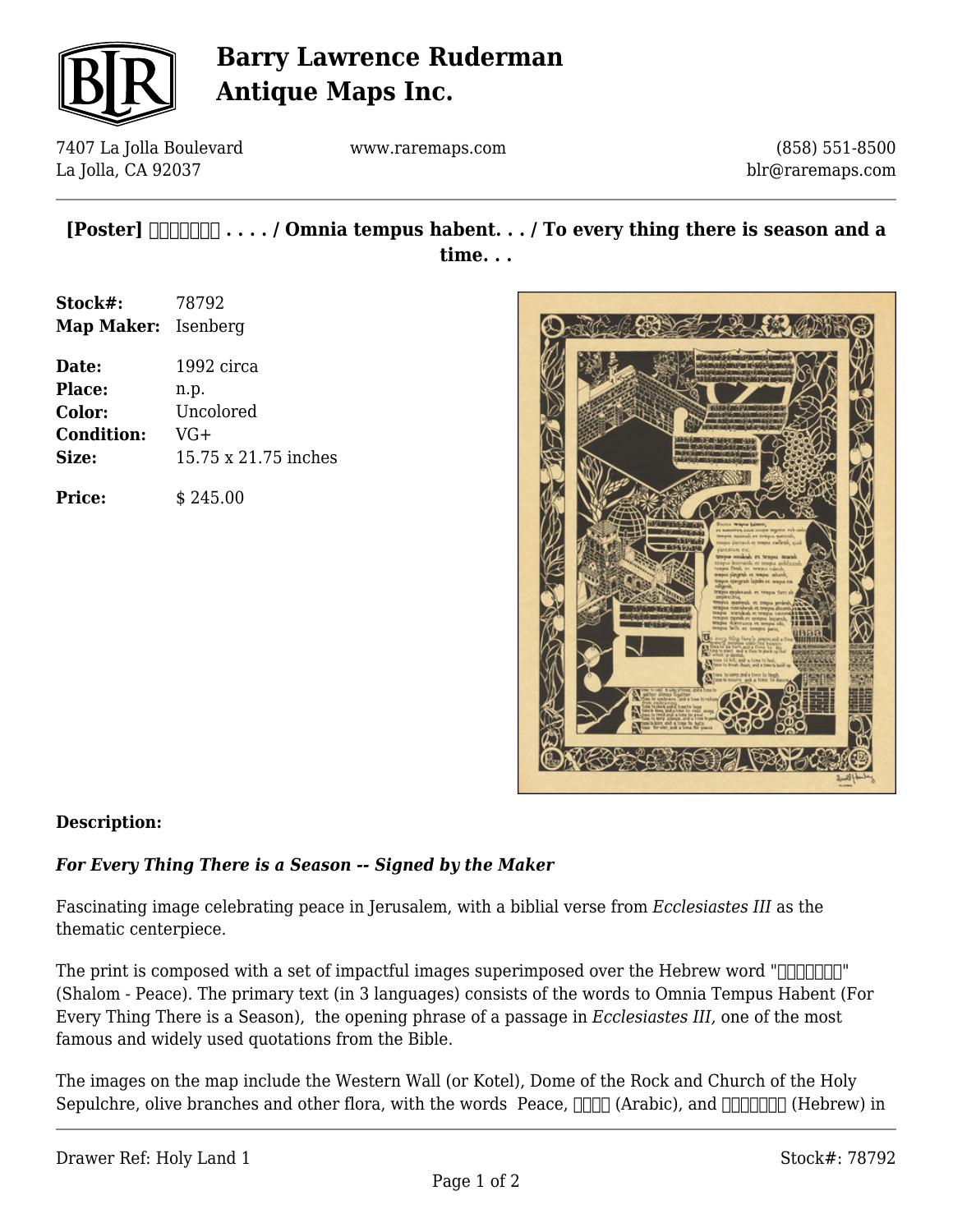**Barry Lawrence Ruderman Antique Maps Inc.**

7407 La Jolla Boulevard
La Jolla, CA 92037

www.raremaps.com

(858) 551-8500
blr@raremaps.com

## [Poster] □□□□□□□ . . . . / Omnia tempus habent. . . / To every thing there is season and a time. . .

**Stock#:** 78792
**Map Maker:** Isenberg

**Date:** 1992 circa
**Place:** n.p.
**Color:** Uncolored
**Condition:** VG+
**Size:** 15.75 x 21.75 inches

**Price:** $ 245.00

**Description:**

***For Every Thing There is a Season -- Signed by the Maker***

Fascinating image celebrating peace in Jerusalem, with a biblial verse from *Ecclesiastes III* as the thematic centerpiece.

The print is composed with a set of impactful images superimposed over the Hebrew word "□□□□□□□" (Shalom - Peace). The primary text (in 3 languages) consists of the words to Omnia Tempus Habent (For Every Thing There is a Season), the opening phrase of a passage in *Ecclesiastes III,* one of the most famous and widely used quotations from the Bible.

The images on the map include the Western Wall (or Kotel), Dome of the Rock and Church of the Holy Sepulchre, olive branches and other flora, with the words Peace, □□□□ (Arabic), and □□□□□□□ (Hebrew) in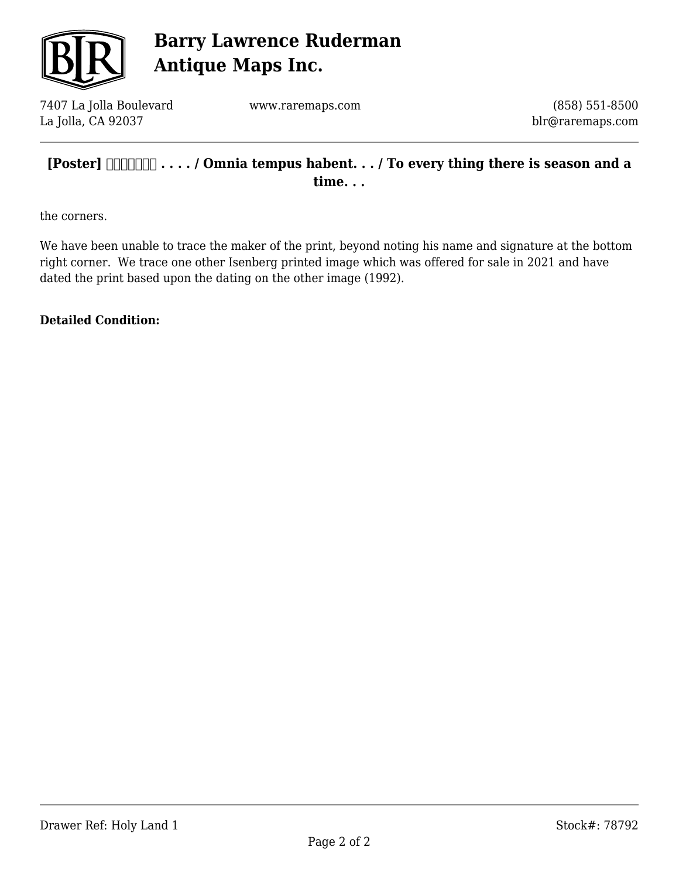the corners.

We have been unable to trace the maker of the print, beyond noting his name and signature at the bottom right corner.  We trace one other Isenberg printed image which was offered for sale in 2021 and have dated the print based upon the dating on the other image (1992).

**Detailed Condition:**